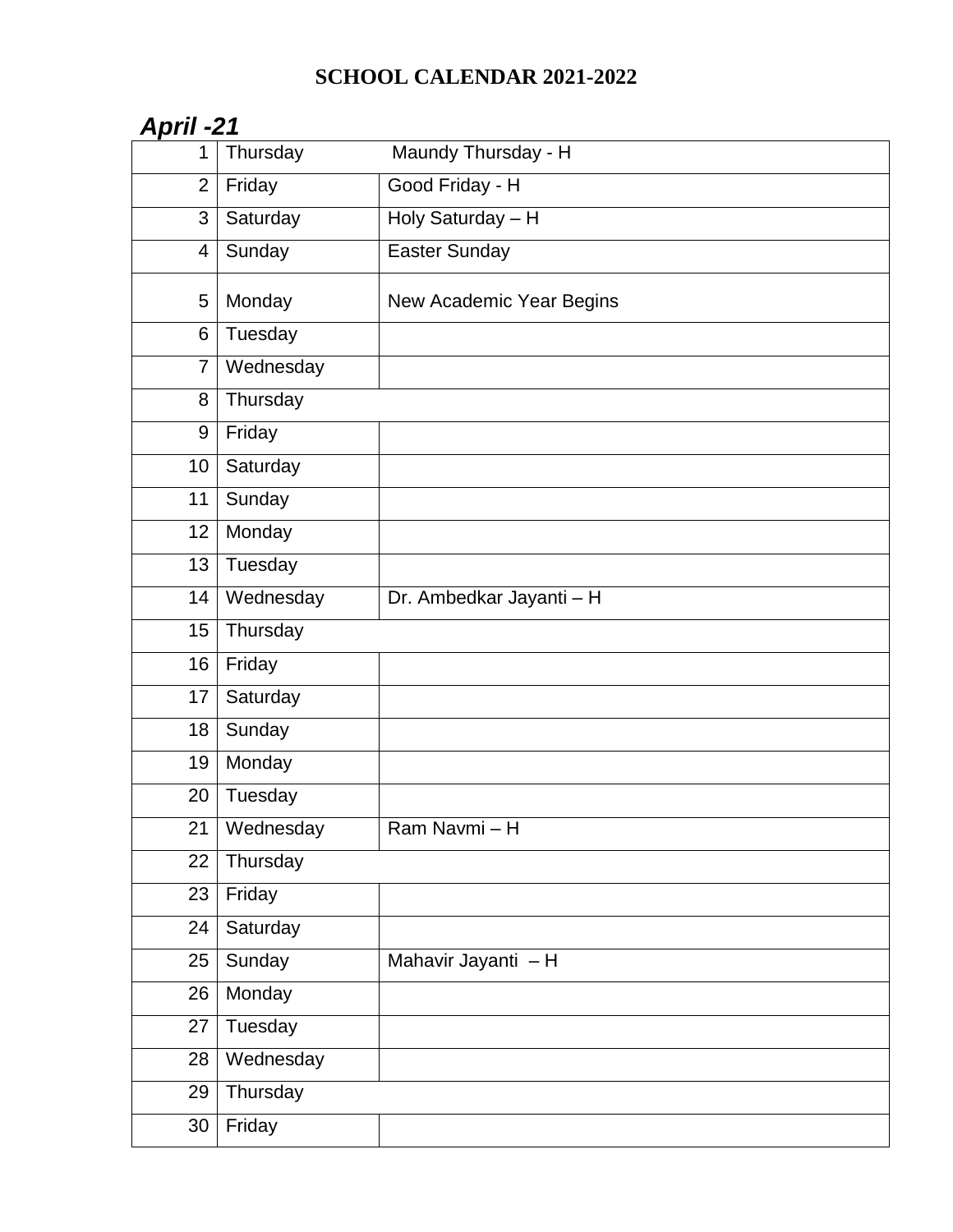# SCHOOL CALENDAR 2021-2022

## *April -21*

| | | |
|---|---|---|
| 1 | Thursday | Maundy Thursday - H |
| 2 | Friday | Good Friday - H |
| 3 | Saturday | Holy Saturday – H |
| 4 | Sunday | Easter Sunday |
| 5 | Monday | New Academic Year Begins |
| 6 | Tuesday | |
| 7 | Wednesday | |
| 8 | Thursday | |
| 9 | Friday | |
| 10 | Saturday | |
| 11 | Sunday | |
| 12 | Monday | |
| 13 | Tuesday | |
| 14 | Wednesday | Dr. Ambedkar Jayanti – H |
| 15 | Thursday | |
| 16 | Friday | |
| 17 | Saturday | |
| 18 | Sunday | |
| 19 | Monday | |
| 20 | Tuesday | |
| 21 | Wednesday | Ram Navmi – H |
| 22 | Thursday | |
| 23 | Friday | |
| 24 | Saturday | |
| 25 | Sunday | Mahavir Jayanti – H |
| 26 | Monday | |
| 27 | Tuesday | |
| 28 | Wednesday | |
| 29 | Thursday | |
| 30 | Friday | |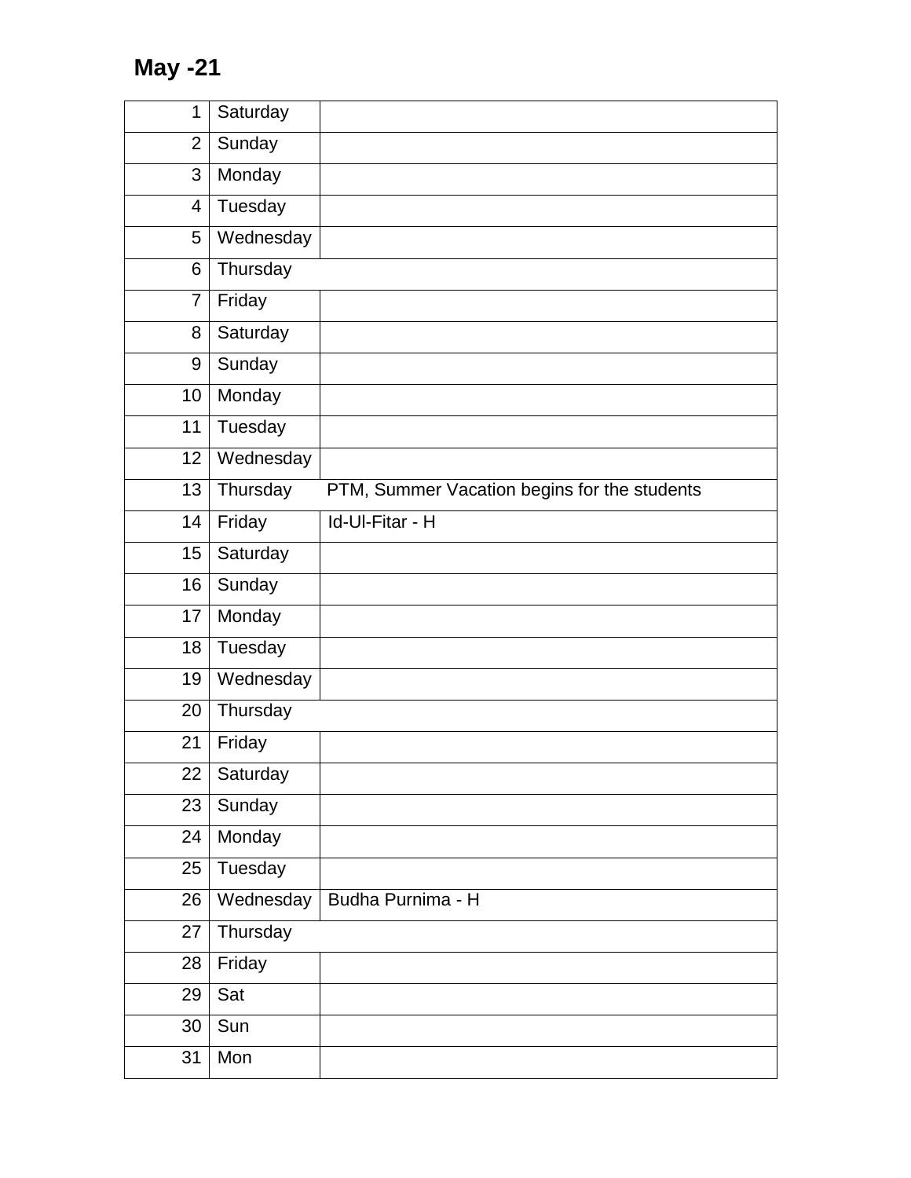## May -21

| | | |
|---|---|---|
| 1 | Saturday | |
| 2 | Sunday | |
| 3 | Monday | |
| 4 | Tuesday | |
| 5 | Wednesday | |
| 6 | Thursday | |
| 7 | Friday | |
| 8 | Saturday | |
| 9 | Sunday | |
| 10 | Monday | |
| 11 | Tuesday | |
| 12 | Wednesday | |
| 13 | Thursday | PTM, Summer Vacation begins for the students |
| 14 | Friday | Id-Ul-Fitar - H |
| 15 | Saturday | |
| 16 | Sunday | |
| 17 | Monday | |
| 18 | Tuesday | |
| 19 | Wednesday | |
| 20 | Thursday | |
| 21 | Friday | |
| 22 | Saturday | |
| 23 | Sunday | |
| 24 | Monday | |
| 25 | Tuesday | |
| 26 | Wednesday | Budha Purnima - H |
| 27 | Thursday | |
| 28 | Friday | |
| 29 | Sat | |
| 30 | Sun | |
| 31 | Mon | |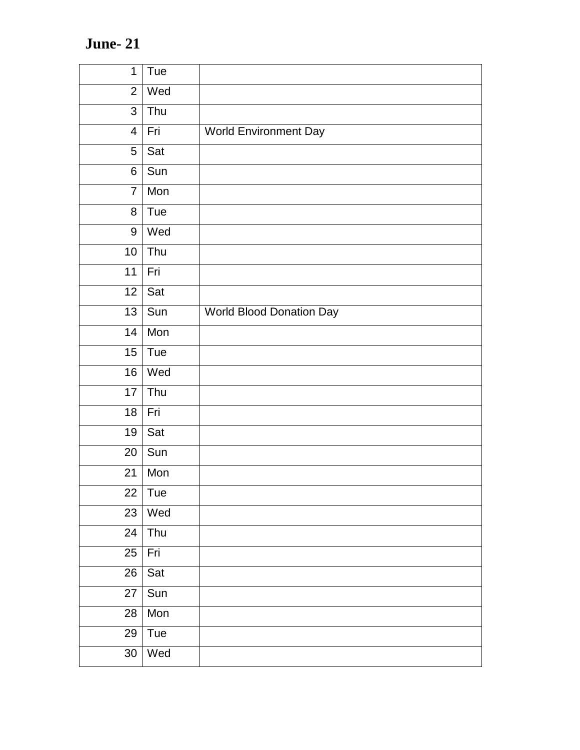**June- 21**

| | | |
|---|---|---|
| 1 | Tue | |
| 2 | Wed | |
| 3 | Thu | |
| 4 | Fri | World Environment Day |
| 5 | Sat | |
| 6 | Sun | |
| 7 | Mon | |
| 8 | Tue | |
| 9 | Wed | |
| 10 | Thu | |
| 11 | Fri | |
| 12 | Sat | |
| 13 | Sun | World Blood Donation Day |
| 14 | Mon | |
| 15 | Tue | |
| 16 | Wed | |
| 17 | Thu | |
| 18 | Fri | |
| 19 | Sat | |
| 20 | Sun | |
| 21 | Mon | |
| 22 | Tue | |
| 23 | Wed | |
| 24 | Thu | |
| 25 | Fri | |
| 26 | Sat | |
| 27 | Sun | |
| 28 | Mon | |
| 29 | Tue | |
| 30 | Wed | |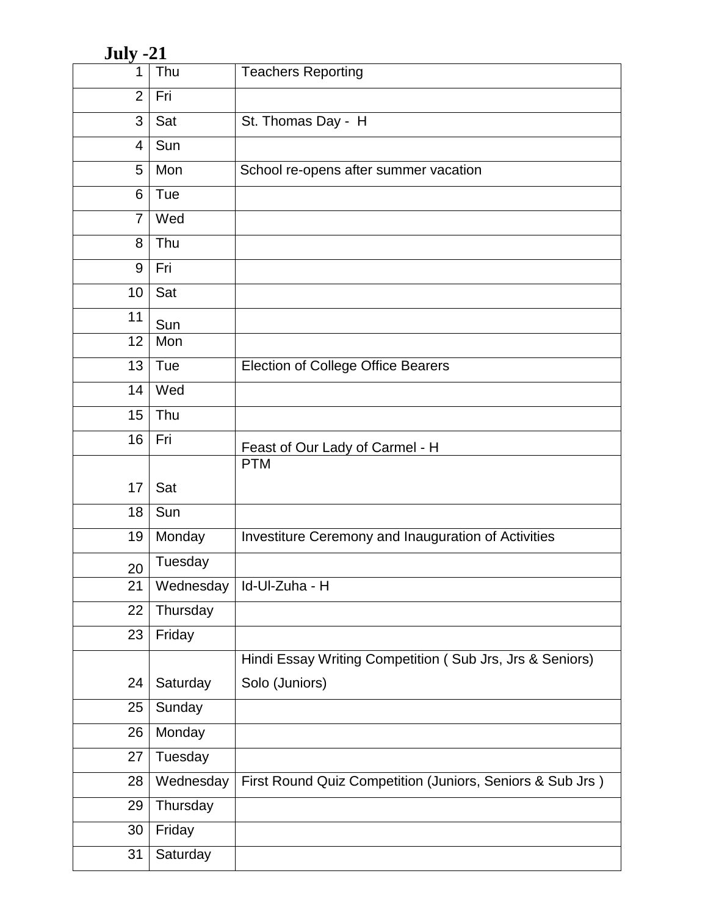**July -21**

| | | |
|---|---|---|
| 1 | Thu | Teachers Reporting |
| 2 | Fri | |
| 3 | Sat | St. Thomas Day - H |
| 4 | Sun | |
| 5 | Mon | School re-opens after summer vacation |
| 6 | Tue | |
| 7 | Wed | |
| 8 | Thu | |
| 9 | Fri | |
| 10 | Sat | |
| 11 | Sun | |
| 12 | Mon | |
| 13 | Tue | Election of College Office Bearers |
| 14 | Wed | |
| 15 | Thu | |
| 16 | Fri | Feast of Our Lady of Carmel - H |
| 17 | Sat | PTM |
| 18 | Sun | |
| 19 | Monday | Investiture Ceremony and Inauguration of Activities |
| 20 | Tuesday | |
| 21 | Wednesday | Id-Ul-Zuha - H |
| 22 | Thursday | |
| 23 | Friday | |
| 24 | Saturday | Hindi Essay Writing Competition ( Sub Jrs, Jrs & Seniors)<br>Solo (Juniors) |
| 25 | Sunday | |
| 26 | Monday | |
| 27 | Tuesday | |
| 28 | Wednesday | First Round Quiz Competition (Juniors, Seniors & Sub Jrs ) |
| 29 | Thursday | |
| 30 | Friday | |
| 31 | Saturday | |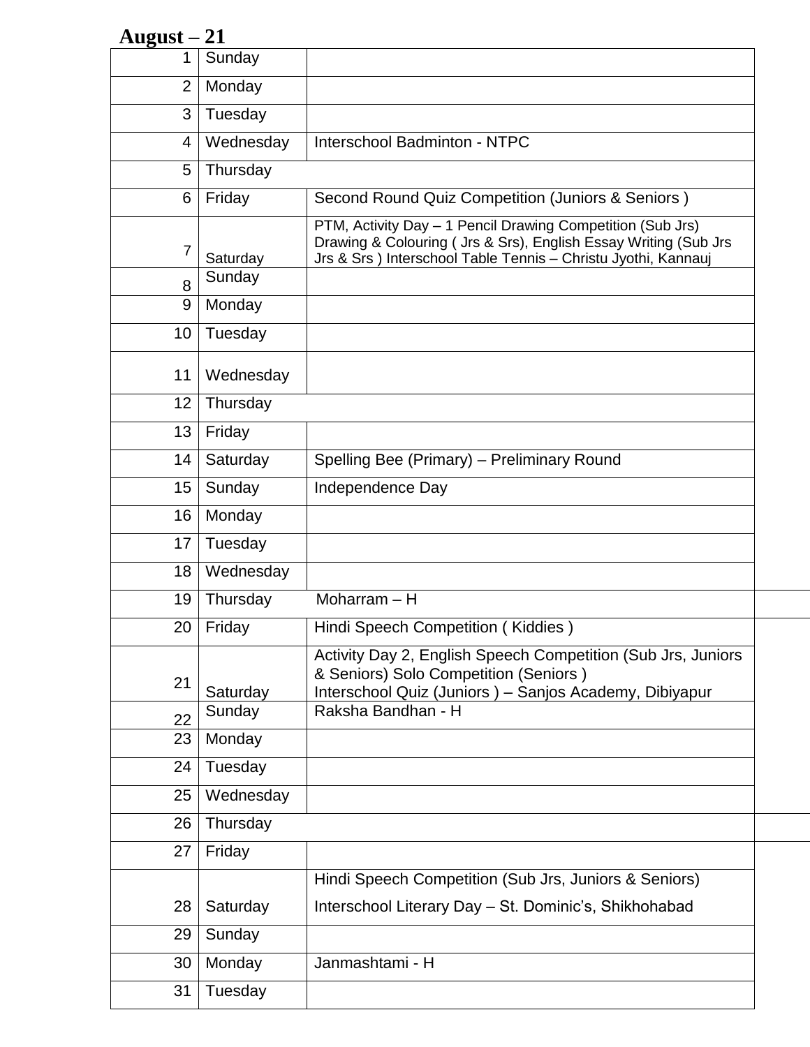# August – 21

| | | |
|---|---|---|
| 1 | Sunday | |
| 2 | Monday | |
| 3 | Tuesday | |
| 4 | Wednesday | Interschool Badminton - NTPC |
| 5 | Thursday | |
| 6 | Friday | Second Round Quiz Competition (Juniors & Seniors ) |
| 7 | Saturday | PTM, Activity Day – 1 Pencil Drawing Competition (Sub Jrs) Drawing & Colouring ( Jrs & Srs), English Essay Writing (Sub Jrs Jrs & Srs ) Interschool Table Tennis – Christu Jyothi, Kannauj |
| 8 | Sunday | |
| 9 | Monday | |
| 10 | Tuesday | |
| 11 | Wednesday | |
| 12 | Thursday | |
| 13 | Friday | |
| 14 | Saturday | Spelling Bee (Primary) – Preliminary Round |
| 15 | Sunday | Independence Day |
| 16 | Monday | |
| 17 | Tuesday | |
| 18 | Wednesday | |
| 19 | Thursday | Moharram – H |
| 20 | Friday | Hindi Speech Competition ( Kiddies ) |
| 21 | Saturday | Activity Day 2, English Speech Competition (Sub Jrs, Juniors & Seniors) Solo Competition (Seniors ) Interschool Quiz (Juniors ) – Sanjos Academy, Dibiyapur |
| 22 | Sunday | Raksha Bandhan - H |
| 23 | Monday | |
| 24 | Tuesday | |
| 25 | Wednesday | |
| 26 | Thursday | |
| 27 | Friday | |
| 28 | Saturday | Hindi Speech Competition (Sub Jrs, Juniors & Seniors) Interschool Literary Day – St. Dominic's, Shikhohabad |
| 29 | Sunday | |
| 30 | Monday | Janmashtami - H |
| 31 | Tuesday | |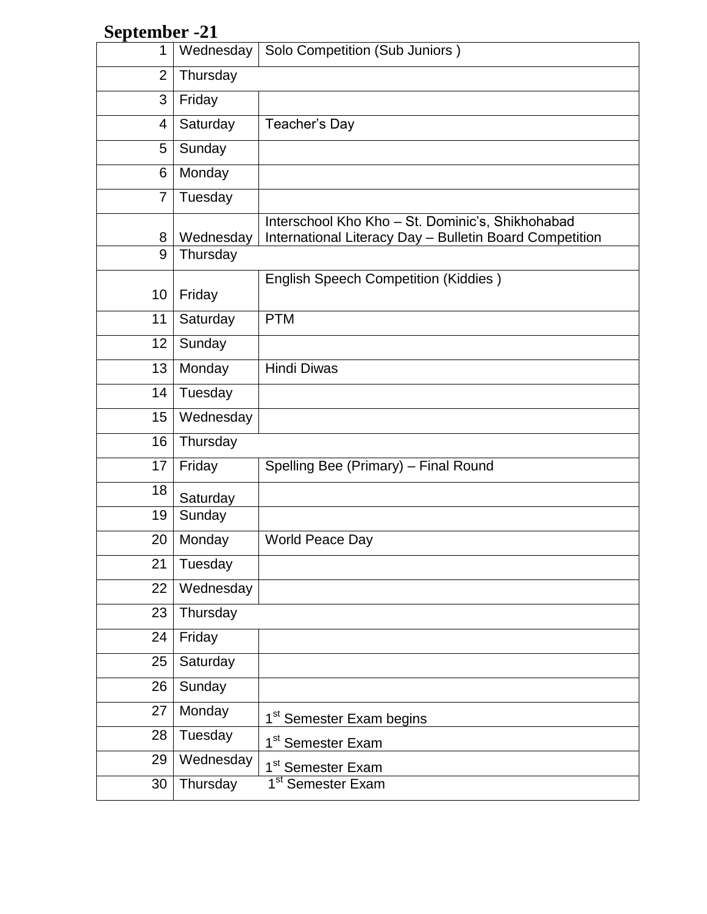## September -21

| | | |
|---|---|---|
| 1 | Wednesday | Solo Competition (Sub Juniors ) |
| 2 | Thursday | |
| 3 | Friday | |
| 4 | Saturday | Teacher's Day |
| 5 | Sunday | |
| 6 | Monday | |
| 7 | Tuesday | |
| 8 | Wednesday | Interschool Kho Kho – St. Dominic's, Shikhohabad<br>International Literacy Day – Bulletin Board Competition |
| 9 | Thursday | |
| 10 | Friday | English Speech Competition (Kiddies ) |
| 11 | Saturday | PTM |
| 12 | Sunday | |
| 13 | Monday | Hindi Diwas |
| 14 | Tuesday | |
| 15 | Wednesday | |
| 16 | Thursday | |
| 17 | Friday | Spelling Bee (Primary) – Final Round |
| 18 | Saturday | |
| 19 | Sunday | |
| 20 | Monday | World Peace Day |
| 21 | Tuesday | |
| 22 | Wednesday | |
| 23 | Thursday | |
| 24 | Friday | |
| 25 | Saturday | |
| 26 | Sunday | |
| 27 | Monday | 1st Semester Exam begins |
| 28 | Tuesday | 1st Semester Exam |
| 29 | Wednesday | 1st Semester Exam |
| 30 | Thursday | 1st Semester Exam |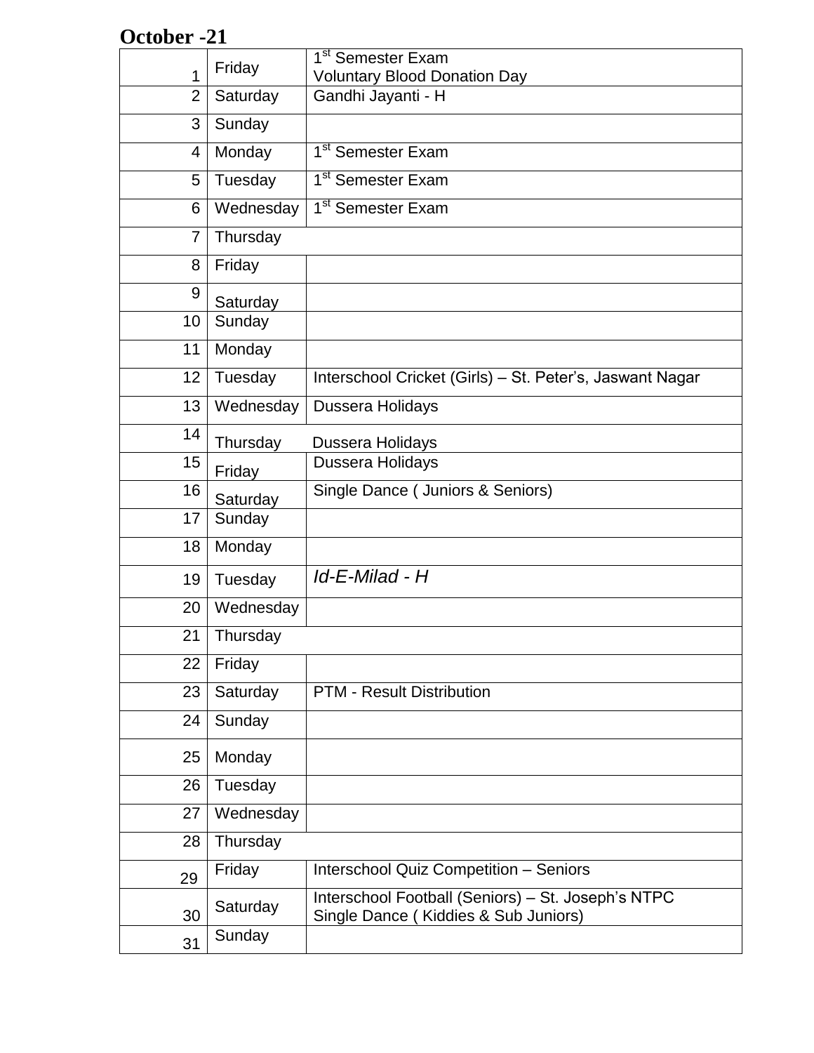**October -21**

| | | |
|---|---|---|
| 1 | Friday | 1st Semester Exam<br>Voluntary Blood Donation Day |
| 2 | Saturday | Gandhi Jayanti - H |
| 3 | Sunday | |
| 4 | Monday | 1st Semester Exam |
| 5 | Tuesday | 1st Semester Exam |
| 6 | Wednesday | 1st Semester Exam |
| 7 | Thursday | |
| 8 | Friday | |
| 9 | Saturday | |
| 10 | Sunday | |
| 11 | Monday | |
| 12 | Tuesday | Interschool Cricket (Girls) – St. Peter's, Jaswant Nagar |
| 13 | Wednesday | Dussera Holidays |
| 14 | Thursday | Dussera Holidays |
| 15 | Friday | Dussera Holidays |
| 16 | Saturday | Single Dance ( Juniors & Seniors) |
| 17 | Sunday | |
| 18 | Monday | |
| 19 | Tuesday | *Id-E-Milad - H* |
| 20 | Wednesday | |
| 21 | Thursday | |
| 22 | Friday | |
| 23 | Saturday | PTM - Result Distribution |
| 24 | Sunday | |
| 25 | Monday | |
| 26 | Tuesday | |
| 27 | Wednesday | |
| 28 | Thursday | |
| 29 | Friday | Interschool Quiz Competition – Seniors |
| 30 | Saturday | Interschool Football (Seniors) – St. Joseph's NTPC<br>Single Dance ( Kiddies & Sub Juniors) |
| 31 | Sunday | |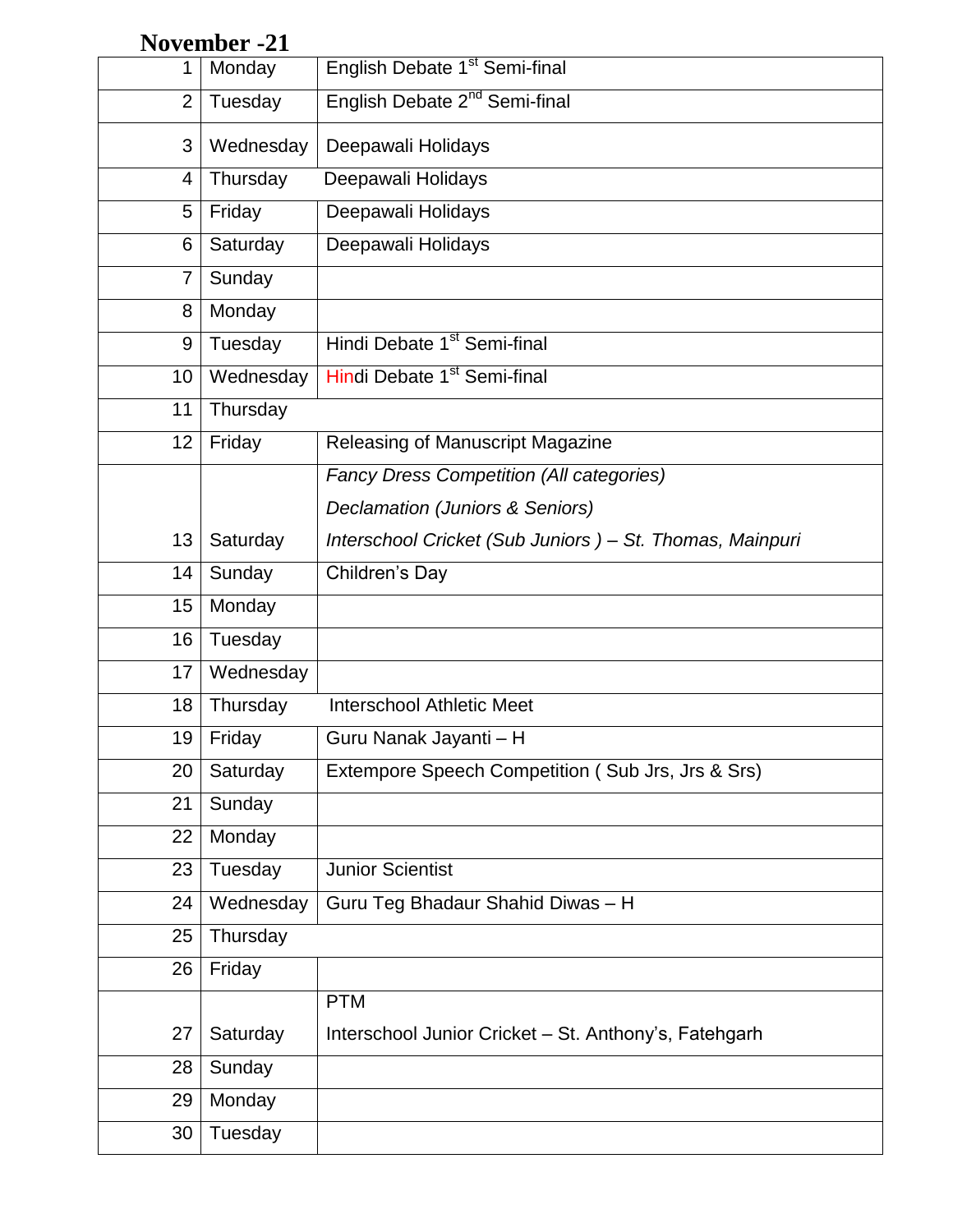# November -21

| | | |
|---|---|---|
| 1 | Monday | English Debate 1st Semi-final |
| 2 | Tuesday | English Debate 2nd Semi-final |
| 3 | Wednesday | Deepawali Holidays |
| 4 | Thursday | Deepawali Holidays |
| 5 | Friday | Deepawali Holidays |
| 6 | Saturday | Deepawali Holidays |
| 7 | Sunday | |
| 8 | Monday | |
| 9 | Tuesday | Hindi Debate 1st Semi-final |
| 10 | Wednesday | Hindi Debate 1st Semi-final |
| 11 | Thursday | |
| 12 | Friday | Releasing of Manuscript Magazine |
| 13 | Saturday | *Fancy Dress Competition (All categories)*<br>*Declamation (Juniors & Seniors)*<br>*Interschool Cricket (Sub Juniors ) – St. Thomas, Mainpuri* |
| 14 | Sunday | Children's Day |
| 15 | Monday | |
| 16 | Tuesday | |
| 17 | Wednesday | |
| 18 | Thursday | Interschool Athletic Meet |
| 19 | Friday | Guru Nanak Jayanti – H |
| 20 | Saturday | Extempore Speech Competition ( Sub Jrs, Jrs & Srs) |
| 21 | Sunday | |
| 22 | Monday | |
| 23 | Tuesday | Junior Scientist |
| 24 | Wednesday | Guru Teg Bhadaur Shahid Diwas – H |
| 25 | Thursday | |
| 26 | Friday | |
| 27 | Saturday | PTM<br>Interschool Junior Cricket – St. Anthony's, Fatehgarh |
| 28 | Sunday | |
| 29 | Monday | |
| 30 | Tuesday | |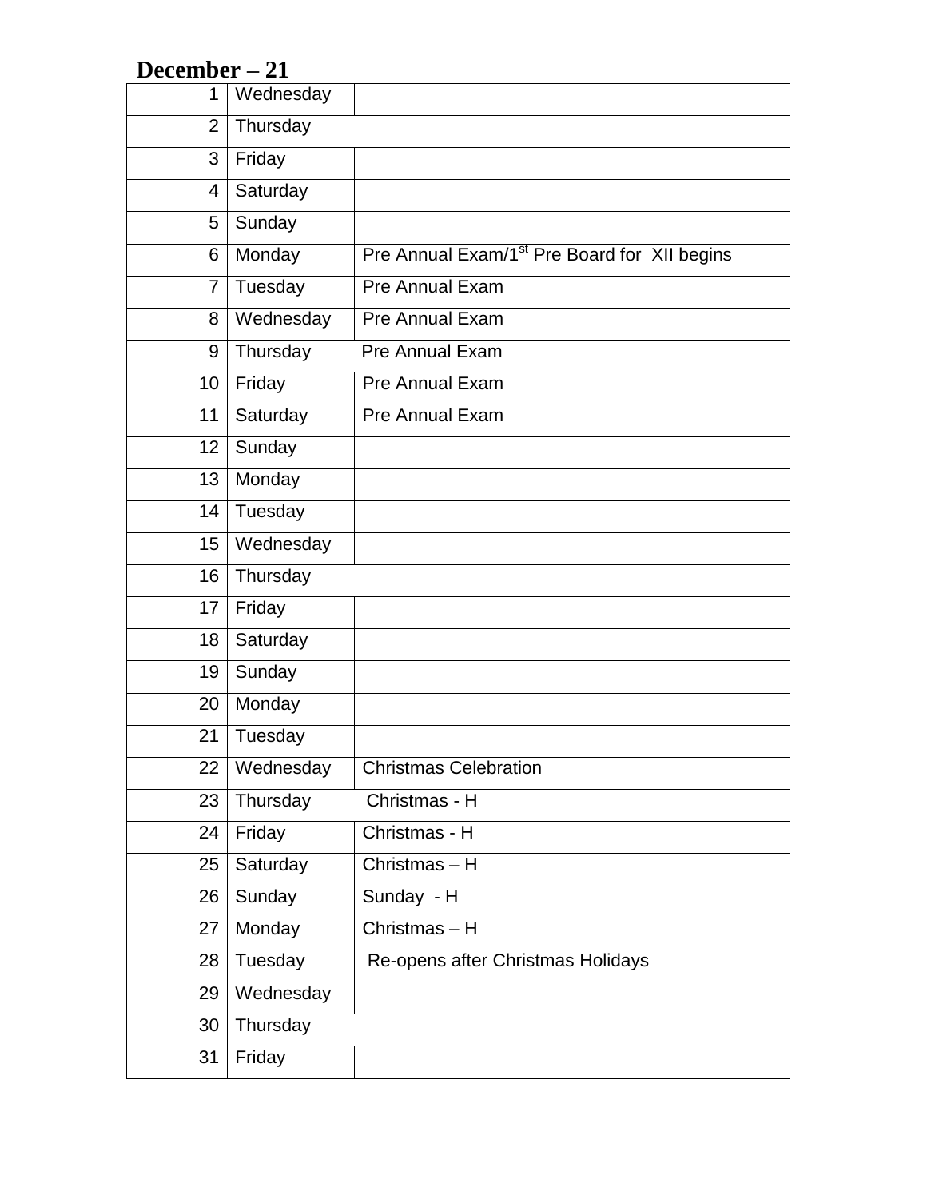**December – 21**

| | | |
|---|---|---|
| 1 | Wednesday | |
| 2 | Thursday | |
| 3 | Friday | |
| 4 | Saturday | |
| 5 | Sunday | |
| 6 | Monday | Pre Annual Exam/1st Pre Board for XII begins |
| 7 | Tuesday | Pre Annual Exam |
| 8 | Wednesday | Pre Annual Exam |
| 9 | Thursday | Pre Annual Exam |
| 10 | Friday | Pre Annual Exam |
| 11 | Saturday | Pre Annual Exam |
| 12 | Sunday | |
| 13 | Monday | |
| 14 | Tuesday | |
| 15 | Wednesday | |
| 16 | Thursday | |
| 17 | Friday | |
| 18 | Saturday | |
| 19 | Sunday | |
| 20 | Monday | |
| 21 | Tuesday | |
| 22 | Wednesday | Christmas Celebration |
| 23 | Thursday | Christmas - H |
| 24 | Friday | Christmas - H |
| 25 | Saturday | Christmas – H |
| 26 | Sunday | Sunday - H |
| 27 | Monday | Christmas – H |
| 28 | Tuesday | Re-opens after Christmas Holidays |
| 29 | Wednesday | |
| 30 | Thursday | |
| 31 | Friday | |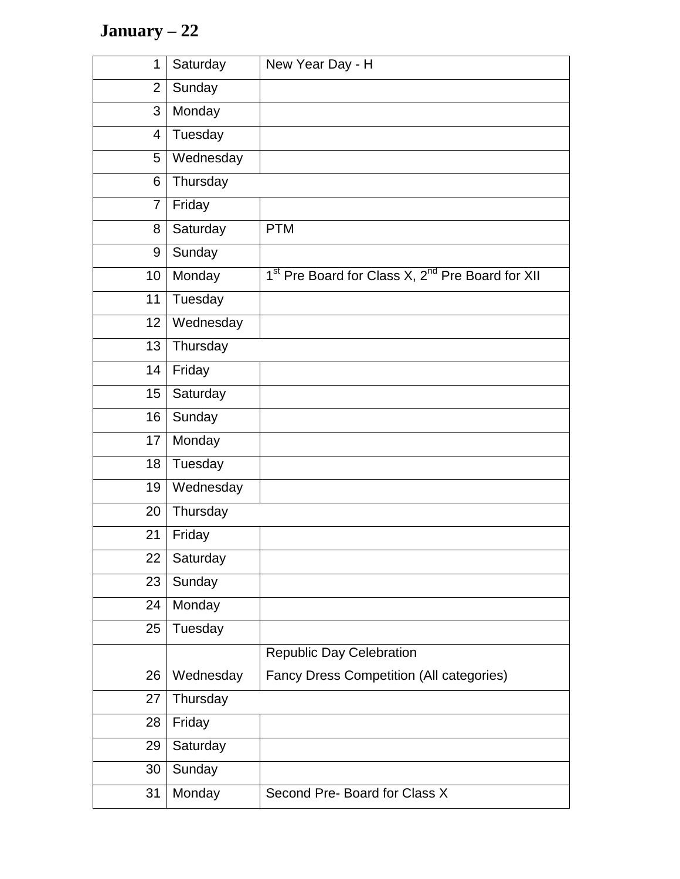# January – 22

| | | |
|---|---|---|
| 1 | Saturday | New Year Day - H |
| 2 | Sunday | |
| 3 | Monday | |
| 4 | Tuesday | |
| 5 | Wednesday | |
| 6 | Thursday | |
| 7 | Friday | |
| 8 | Saturday | PTM |
| 9 | Sunday | |
| 10 | Monday | 1st Pre Board for Class X, 2nd Pre Board for XII |
| 11 | Tuesday | |
| 12 | Wednesday | |
| 13 | Thursday | |
| 14 | Friday | |
| 15 | Saturday | |
| 16 | Sunday | |
| 17 | Monday | |
| 18 | Tuesday | |
| 19 | Wednesday | |
| 20 | Thursday | |
| 21 | Friday | |
| 22 | Saturday | |
| 23 | Sunday | |
| 24 | Monday | |
| 25 | Tuesday | |
| 26 | Wednesday | Republic Day Celebration<br>Fancy Dress Competition (All categories) |
| 27 | Thursday | |
| 28 | Friday | |
| 29 | Saturday | |
| 30 | Sunday | |
| 31 | Monday | Second Pre- Board for Class X |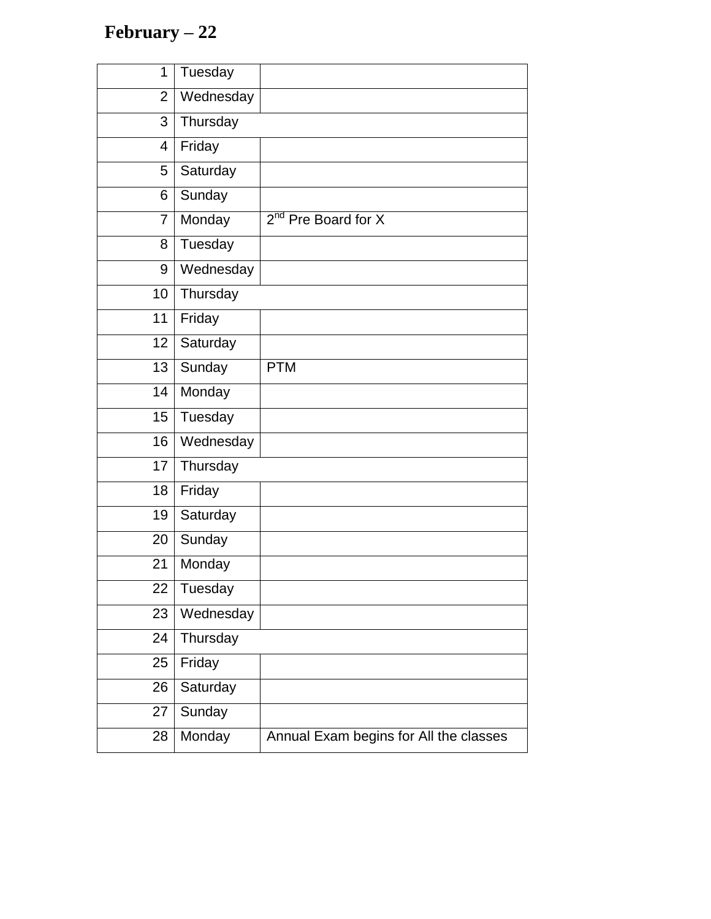# February – 22

| | | |
|---|---|---|
| 1 | Tuesday | |
| 2 | Wednesday | |
| 3 | Thursday | |
| 4 | Friday | |
| 5 | Saturday | |
| 6 | Sunday | |
| 7 | Monday | 2nd Pre Board for X |
| 8 | Tuesday | |
| 9 | Wednesday | |
| 10 | Thursday | |
| 11 | Friday | |
| 12 | Saturday | |
| 13 | Sunday | PTM |
| 14 | Monday | |
| 15 | Tuesday | |
| 16 | Wednesday | |
| 17 | Thursday | |
| 18 | Friday | |
| 19 | Saturday | |
| 20 | Sunday | |
| 21 | Monday | |
| 22 | Tuesday | |
| 23 | Wednesday | |
| 24 | Thursday | |
| 25 | Friday | |
| 26 | Saturday | |
| 27 | Sunday | |
| 28 | Monday | Annual Exam begins for All the classes |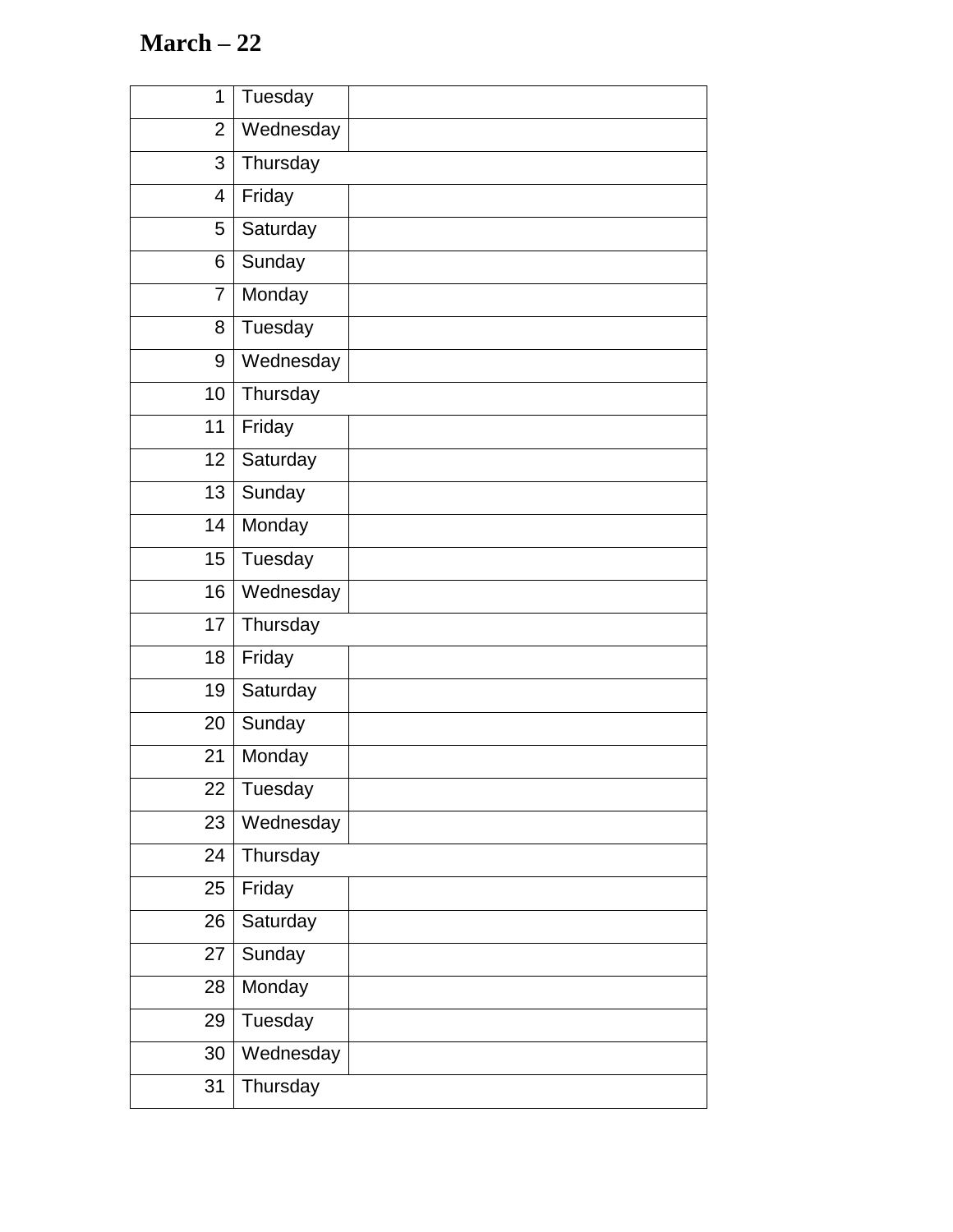# March – 22

| | | |
|---|---|---|
| 1 | Tuesday | |
| 2 | Wednesday | |
| 3 | Thursday | |
| 4 | Friday | |
| 5 | Saturday | |
| 6 | Sunday | |
| 7 | Monday | |
| 8 | Tuesday | |
| 9 | Wednesday | |
| 10 | Thursday | |
| 11 | Friday | |
| 12 | Saturday | |
| 13 | Sunday | |
| 14 | Monday | |
| 15 | Tuesday | |
| 16 | Wednesday | |
| 17 | Thursday | |
| 18 | Friday | |
| 19 | Saturday | |
| 20 | Sunday | |
| 21 | Monday | |
| 22 | Tuesday | |
| 23 | Wednesday | |
| 24 | Thursday | |
| 25 | Friday | |
| 26 | Saturday | |
| 27 | Sunday | |
| 28 | Monday | |
| 29 | Tuesday | |
| 30 | Wednesday | |
| 31 | Thursday | |